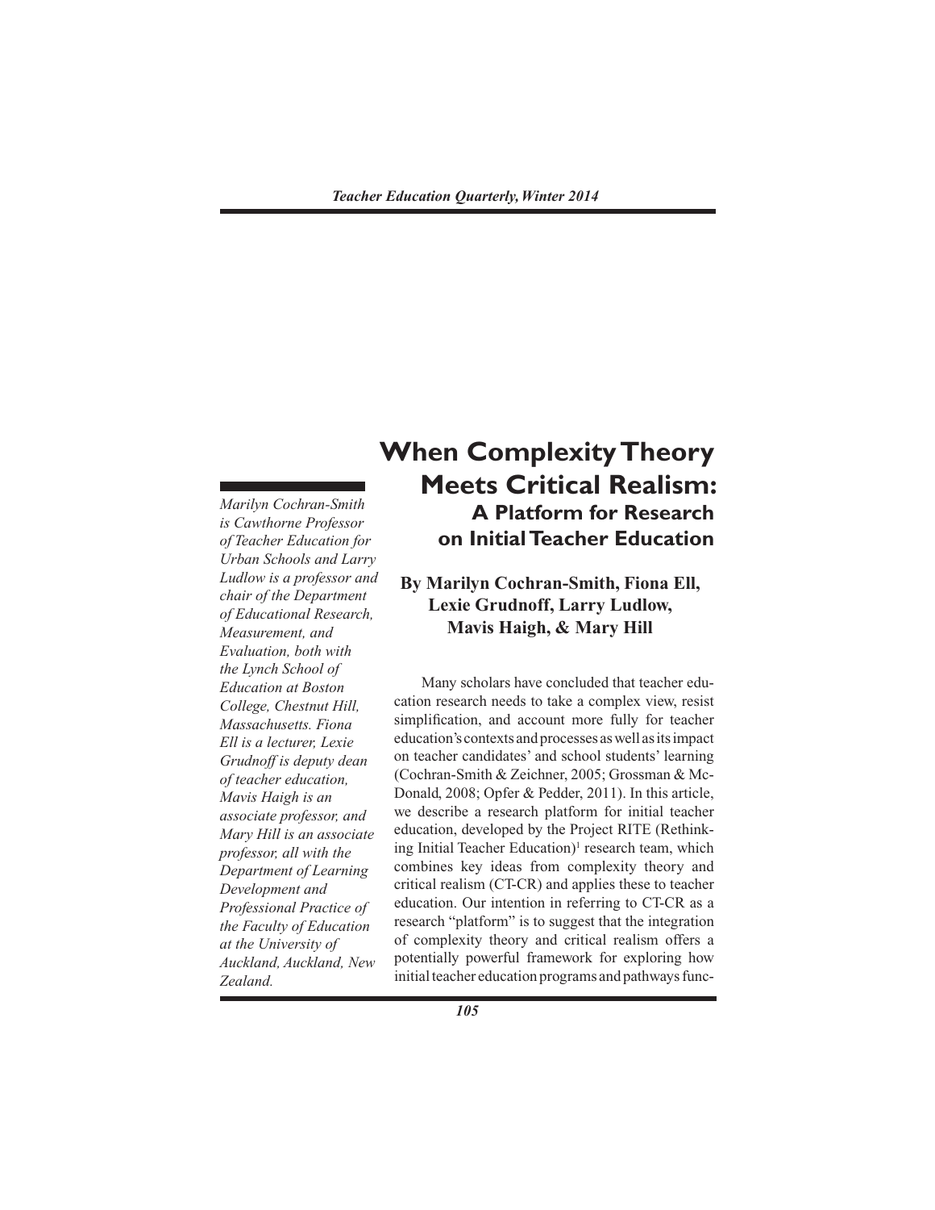# When Complexity Theory Meets Critical Realism:

## A Platform for Research on Initial Teacher Education

**By Marilyn Cochran-Smith, Fiona Ell, Lexie Grudnoff, Larry Ludlow, Mavis Haigh, & Mary Hill**

*Marilyn Cochran-Smith is Cawthorne Professor of Teacher Education for Urban Schools and Larry Ludlow is a professor and chair of the Department of Educational Research, Measurement, and Evaluation, both with the Lynch School of Education at Boston College, Chestnut Hill, Massachusetts. Fiona Ell is a lecturer, Lexie Grudnoff is deputy dean of teacher education, Mavis Haigh is an associate professor, and Mary Hill is an associate professor, all with the Department of Learning Development and Professional Practice of the Faculty of Education at the University of Auckland, Auckland, New Zealand.*

Many scholars have concluded that teacher education research needs to take a complex view, resist simplification, and account more fully for teacher education's contexts and processes as well as its impact on teacher candidates' and school students' learning (Cochran-Smith & Zeichner, 2005; Grossman & McDonald, 2008; Opfer & Pedder, 2011). In this article, we describe a research platform for initial teacher education, developed by the Project RITE (Rethinking Initial Teacher Education)[1] research team, which combines key ideas from complexity theory and critical realism (CT-CR) and applies these to teacher education. Our intention in referring to CT-CR as a research "platform" is to suggest that the integration of complexity theory and critical realism offers a potentially powerful framework for exploring how initial teacher education programs and pathways func-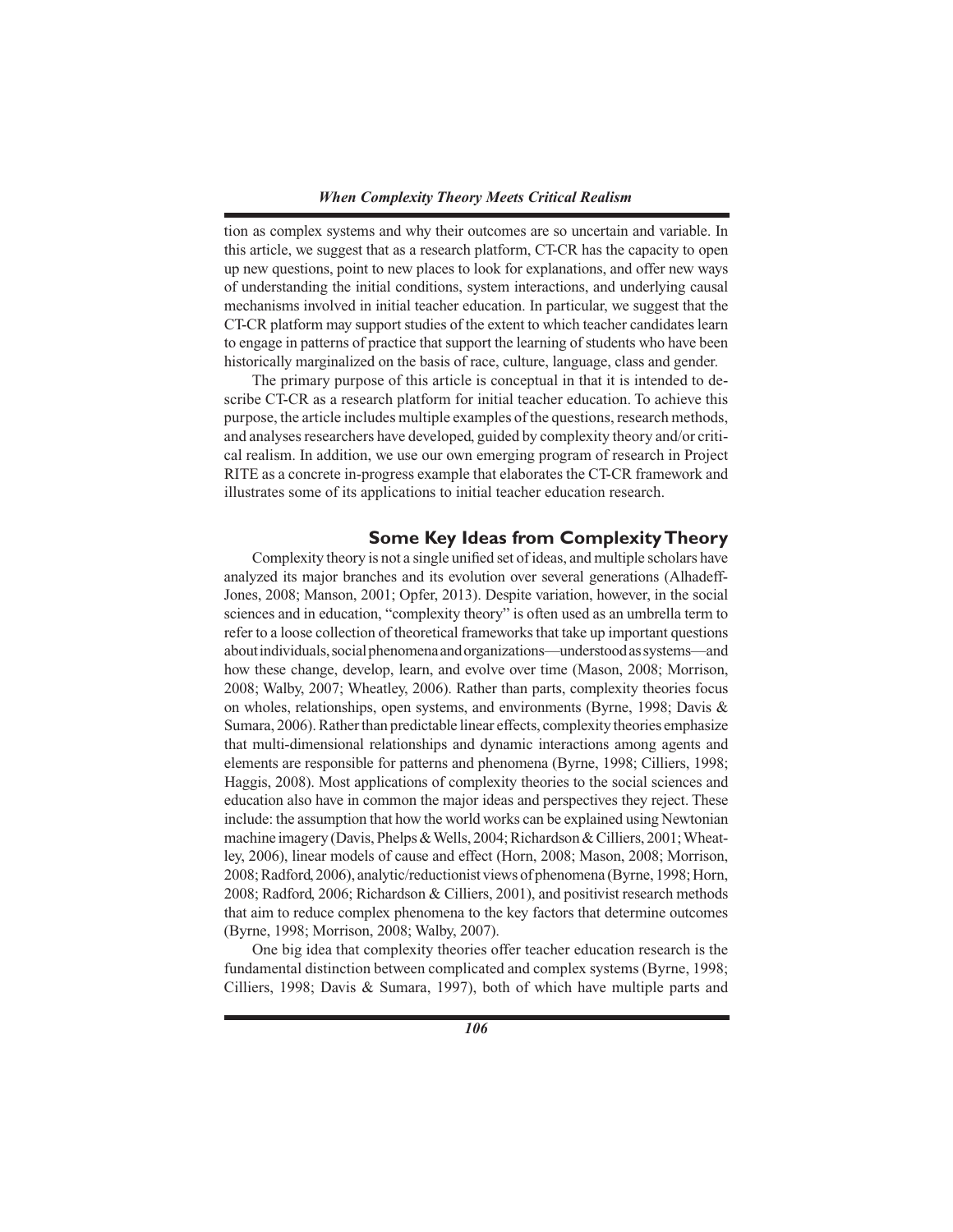tion as complex systems and why their outcomes are so uncertain and variable. In this article, we suggest that as a research platform, CT-CR has the capacity to open up new questions, point to new places to look for explanations, and offer new ways of understanding the initial conditions, system interactions, and underlying causal mechanisms involved in initial teacher education. In particular, we suggest that the CT-CR platform may support studies of the extent to which teacher candidates learn to engage in patterns of practice that support the learning of students who have been historically marginalized on the basis of race, culture, language, class and gender.

The primary purpose of this article is conceptual in that it is intended to describe CT-CR as a research platform for initial teacher education. To achieve this purpose, the article includes multiple examples of the questions, research methods, and analyses researchers have developed, guided by complexity theory and/or critical realism. In addition, we use our own emerging program of research in Project RITE as a concrete in-progress example that elaborates the CT-CR framework and illustrates some of its applications to initial teacher education research.

## Some Key Ideas from Complexity Theory

Complexity theory is not a single unified set of ideas, and multiple scholars have analyzed its major branches and its evolution over several generations (Alhadeff-Jones, 2008; Manson, 2001; Opfer, 2013). Despite variation, however, in the social sciences and in education, "complexity theory" is often used as an umbrella term to refer to a loose collection of theoretical frameworks that take up important questions about individuals, social phenomena and organizations—understood as systems—and how these change, develop, learn, and evolve over time (Mason, 2008; Morrison, 2008; Walby, 2007; Wheatley, 2006). Rather than parts, complexity theories focus on wholes, relationships, open systems, and environments (Byrne, 1998; Davis & Sumara, 2006). Rather than predictable linear effects, complexity theories emphasize that multi-dimensional relationships and dynamic interactions among agents and elements are responsible for patterns and phenomena (Byrne, 1998; Cilliers, 1998; Haggis, 2008). Most applications of complexity theories to the social sciences and education also have in common the major ideas and perspectives they reject. These include: the assumption that how the world works can be explained using Newtonian machine imagery (Davis, Phelps & Wells, 2004; Richardson & Cilliers, 2001; Wheatley, 2006), linear models of cause and effect (Horn, 2008; Mason, 2008; Morrison, 2008; Radford, 2006), analytic/reductionist views of phenomena (Byrne, 1998; Horn, 2008; Radford, 2006; Richardson & Cilliers, 2001), and positivist research methods that aim to reduce complex phenomena to the key factors that determine outcomes (Byrne, 1998; Morrison, 2008; Walby, 2007).

One big idea that complexity theories offer teacher education research is the fundamental distinction between complicated and complex systems (Byrne, 1998; Cilliers, 1998; Davis & Sumara, 1997), both of which have multiple parts and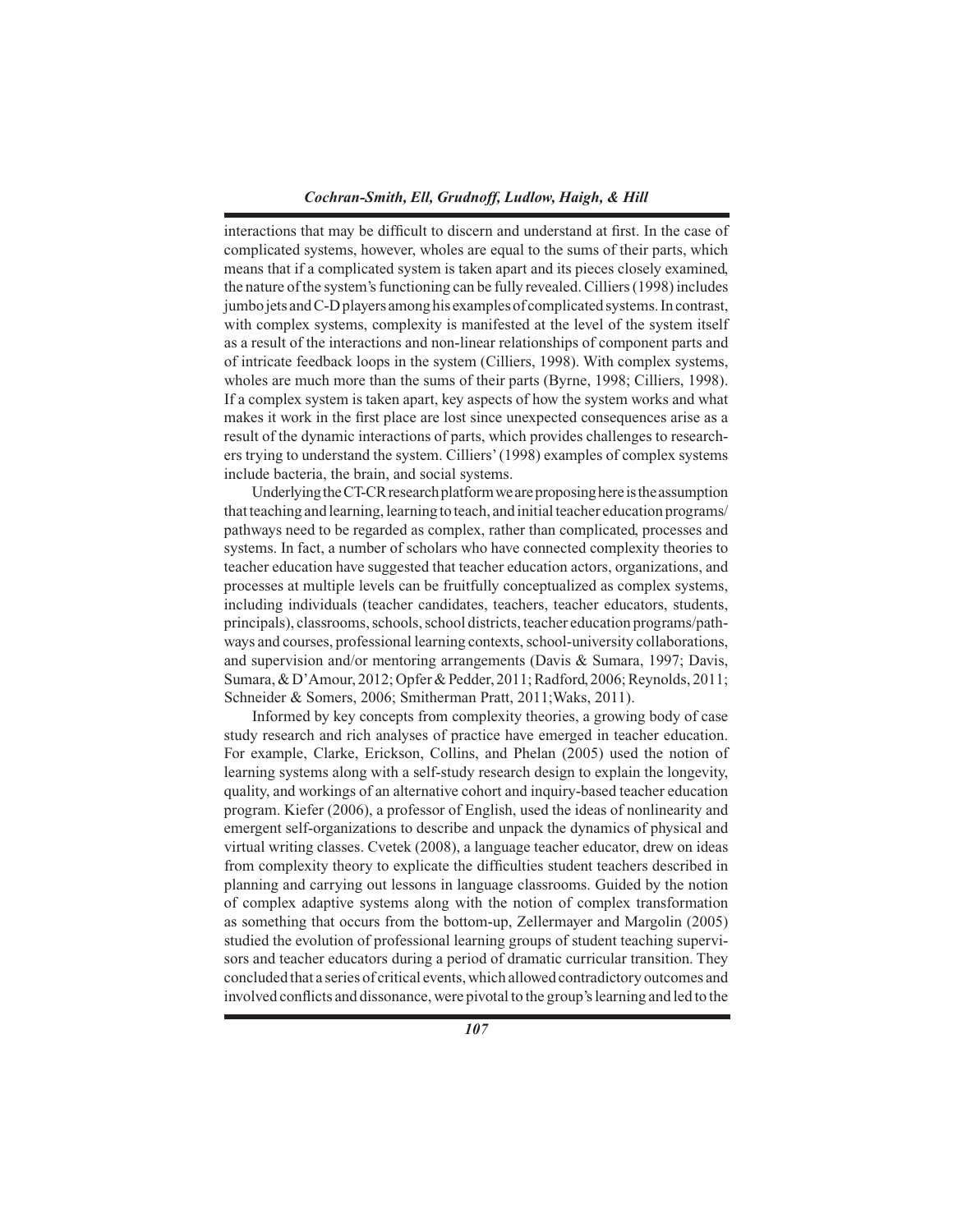interactions that may be difficult to discern and understand at first. In the case of complicated systems, however, wholes are equal to the sums of their parts, which means that if a complicated system is taken apart and its pieces closely examined, the nature of the system's functioning can be fully revealed. Cilliers (1998) includes jumbo jets and C-D players among his examples of complicated systems. In contrast, with complex systems, complexity is manifested at the level of the system itself as a result of the interactions and non-linear relationships of component parts and of intricate feedback loops in the system (Cilliers, 1998). With complex systems, wholes are much more than the sums of their parts (Byrne, 1998; Cilliers, 1998). If a complex system is taken apart, key aspects of how the system works and what makes it work in the first place are lost since unexpected consequences arise as a result of the dynamic interactions of parts, which provides challenges to researchers trying to understand the system. Cilliers' (1998) examples of complex systems include bacteria, the brain, and social systems.

Underlying the CT-CR research platform we are proposing here is the assumption that teaching and learning, learning to teach, and initial teacher education programs/pathways need to be regarded as complex, rather than complicated, processes and systems. In fact, a number of scholars who have connected complexity theories to teacher education have suggested that teacher education actors, organizations, and processes at multiple levels can be fruitfully conceptualized as complex systems, including individuals (teacher candidates, teachers, teacher educators, students, principals), classrooms, schools, school districts, teacher education programs/pathways and courses, professional learning contexts, school-university collaborations, and supervision and/or mentoring arrangements (Davis & Sumara, 1997; Davis, Sumara, & D'Amour, 2012; Opfer & Pedder, 2011; Radford, 2006; Reynolds, 2011; Schneider & Somers, 2006; Smitherman Pratt, 2011;Waks, 2011).

Informed by key concepts from complexity theories, a growing body of case study research and rich analyses of practice have emerged in teacher education. For example, Clarke, Erickson, Collins, and Phelan (2005) used the notion of learning systems along with a self-study research design to explain the longevity, quality, and workings of an alternative cohort and inquiry-based teacher education program. Kiefer (2006), a professor of English, used the ideas of nonlinearity and emergent self-organizations to describe and unpack the dynamics of physical and virtual writing classes. Cvetek (2008), a language teacher educator, drew on ideas from complexity theory to explicate the difficulties student teachers described in planning and carrying out lessons in language classrooms. Guided by the notion of complex adaptive systems along with the notion of complex transformation as something that occurs from the bottom-up, Zellermayer and Margolin (2005) studied the evolution of professional learning groups of student teaching supervisors and teacher educators during a period of dramatic curricular transition. They concluded that a series of critical events, which allowed contradictory outcomes and involved conflicts and dissonance, were pivotal to the group's learning and led to the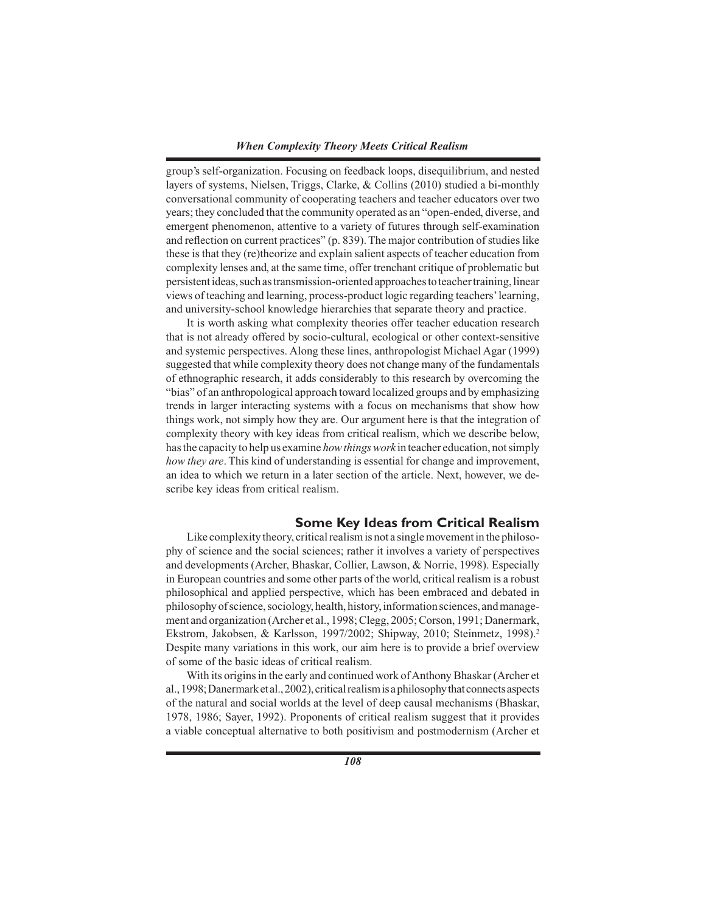group's self-organization. Focusing on feedback loops, disequilibrium, and nested layers of systems, Nielsen, Triggs, Clarke, & Collins (2010) studied a bi-monthly conversational community of cooperating teachers and teacher educators over two years; they concluded that the community operated as an "open-ended, diverse, and emergent phenomenon, attentive to a variety of futures through self-examination and reflection on current practices" (p. 839). The major contribution of studies like these is that they (re)theorize and explain salient aspects of teacher education from complexity lenses and, at the same time, offer trenchant critique of problematic but persistent ideas, such as transmission-oriented approaches to teacher training, linear views of teaching and learning, process-product logic regarding teachers' learning, and university-school knowledge hierarchies that separate theory and practice.

It is worth asking what complexity theories offer teacher education research that is not already offered by socio-cultural, ecological or other context-sensitive and systemic perspectives. Along these lines, anthropologist Michael Agar (1999) suggested that while complexity theory does not change many of the fundamentals of ethnographic research, it adds considerably to this research by overcoming the "bias" of an anthropological approach toward localized groups and by emphasizing trends in larger interacting systems with a focus on mechanisms that show how things work, not simply how they are. Our argument here is that the integration of complexity theory with key ideas from critical realism, which we describe below, has the capacity to help us examine *how things work* in teacher education, not simply *how they are*. This kind of understanding is essential for change and improvement, an idea to which we return in a later section of the article. Next, however, we describe key ideas from critical realism.

## Some Key Ideas from Critical Realism

Like complexity theory, critical realism is not a single movement in the philosophy of science and the social sciences; rather it involves a variety of perspectives and developments (Archer, Bhaskar, Collier, Lawson, & Norrie, 1998). Especially in European countries and some other parts of the world, critical realism is a robust philosophical and applied perspective, which has been embraced and debated in philosophy of science, sociology, health, history, information sciences, and management and organization (Archer et al., 1998; Clegg, 2005; Corson, 1991; Danermark, Ekstrom, Jakobsen, & Karlsson, 1997/2002; Shipway, 2010; Steinmetz, 1998).[2] Despite many variations in this work, our aim here is to provide a brief overview of some of the basic ideas of critical realism.

With its origins in the early and continued work of Anthony Bhaskar (Archer et al., 1998; Danermark et al., 2002), critical realism is a philosophy that connects aspects of the natural and social worlds at the level of deep causal mechanisms (Bhaskar, 1978, 1986; Sayer, 1992). Proponents of critical realism suggest that it provides a viable conceptual alternative to both positivism and postmodernism (Archer et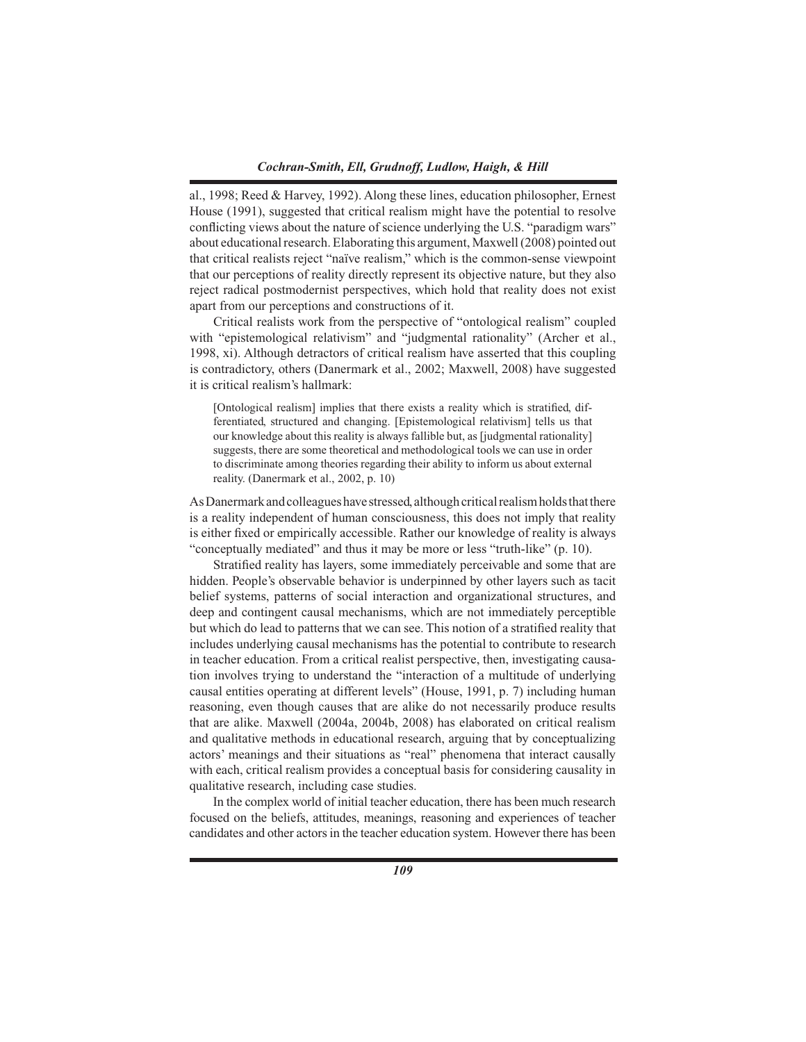al., 1998; Reed & Harvey, 1992). Along these lines, education philosopher, Ernest House (1991), suggested that critical realism might have the potential to resolve conflicting views about the nature of science underlying the U.S. "paradigm wars" about educational research. Elaborating this argument, Maxwell (2008) pointed out that critical realists reject "naïve realism," which is the common-sense viewpoint that our perceptions of reality directly represent its objective nature, but they also reject radical postmodernist perspectives, which hold that reality does not exist apart from our perceptions and constructions of it.

Critical realists work from the perspective of "ontological realism" coupled with "epistemological relativism" and "judgmental rationality" (Archer et al., 1998, xi). Although detractors of critical realism have asserted that this coupling is contradictory, others (Danermark et al., 2002; Maxwell, 2008) have suggested it is critical realism's hallmark:

> [Ontological realism] implies that there exists a reality which is stratified, differentiated, structured and changing. [Epistemological relativism] tells us that our knowledge about this reality is always fallible but, as [judgmental rationality] suggests, there are some theoretical and methodological tools we can use in order to discriminate among theories regarding their ability to inform us about external reality. (Danermark et al., 2002, p. 10)

As Danermark and colleagues have stressed, although critical realism holds that there is a reality independent of human consciousness, this does not imply that reality is either fixed or empirically accessible. Rather our knowledge of reality is always "conceptually mediated" and thus it may be more or less "truth-like" (p. 10).

Stratified reality has layers, some immediately perceivable and some that are hidden. People's observable behavior is underpinned by other layers such as tacit belief systems, patterns of social interaction and organizational structures, and deep and contingent causal mechanisms, which are not immediately perceptible but which do lead to patterns that we can see. This notion of a stratified reality that includes underlying causal mechanisms has the potential to contribute to research in teacher education. From a critical realist perspective, then, investigating causation involves trying to understand the "interaction of a multitude of underlying causal entities operating at different levels" (House, 1991, p. 7) including human reasoning, even though causes that are alike do not necessarily produce results that are alike. Maxwell (2004a, 2004b, 2008) has elaborated on critical realism and qualitative methods in educational research, arguing that by conceptualizing actors' meanings and their situations as "real" phenomena that interact causally with each, critical realism provides a conceptual basis for considering causality in qualitative research, including case studies.

In the complex world of initial teacher education, there has been much research focused on the beliefs, attitudes, meanings, reasoning and experiences of teacher candidates and other actors in the teacher education system. However there has been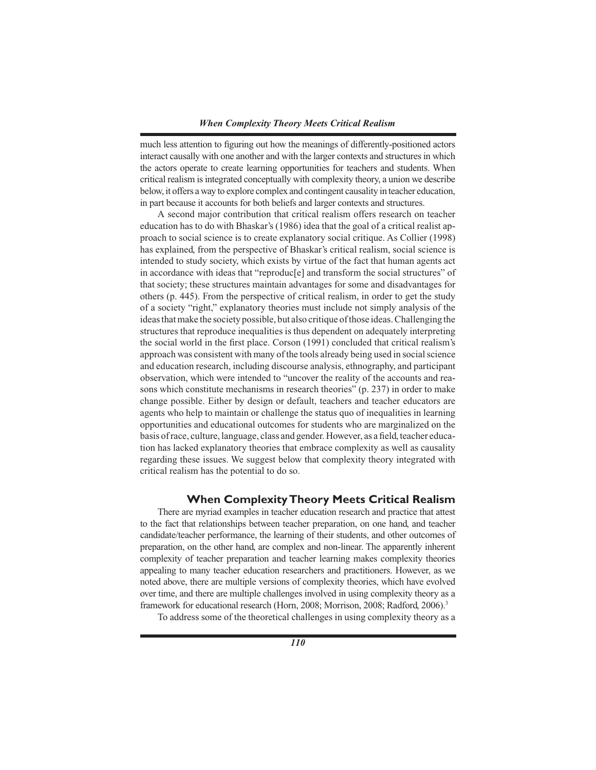much less attention to figuring out how the meanings of differently-positioned actors interact causally with one another and with the larger contexts and structures in which the actors operate to create learning opportunities for teachers and students. When critical realism is integrated conceptually with complexity theory, a union we describe below, it offers a way to explore complex and contingent causality in teacher education, in part because it accounts for both beliefs and larger contexts and structures.

A second major contribution that critical realism offers research on teacher education has to do with Bhaskar's (1986) idea that the goal of a critical realist approach to social science is to create explanatory social critique. As Collier (1998) has explained, from the perspective of Bhaskar's critical realism, social science is intended to study society, which exists by virtue of the fact that human agents act in accordance with ideas that "reproduc[e] and transform the social structures" of that society; these structures maintain advantages for some and disadvantages for others (p. 445). From the perspective of critical realism, in order to get the study of a society "right," explanatory theories must include not simply analysis of the ideas that make the society possible, but also critique of those ideas. Challenging the structures that reproduce inequalities is thus dependent on adequately interpreting the social world in the first place. Corson (1991) concluded that critical realism's approach was consistent with many of the tools already being used in social science and education research, including discourse analysis, ethnography, and participant observation, which were intended to "uncover the reality of the accounts and reasons which constitute mechanisms in research theories" (p. 237) in order to make change possible. Either by design or default, teachers and teacher educators are agents who help to maintain or challenge the status quo of inequalities in learning opportunities and educational outcomes for students who are marginalized on the basis of race, culture, language, class and gender. However, as a field, teacher education has lacked explanatory theories that embrace complexity as well as causality regarding these issues. We suggest below that complexity theory integrated with critical realism has the potential to do so.

## When Complexity Theory Meets Critical Realism

There are myriad examples in teacher education research and practice that attest to the fact that relationships between teacher preparation, on one hand, and teacher candidate/teacher performance, the learning of their students, and other outcomes of preparation, on the other hand, are complex and non-linear. The apparently inherent complexity of teacher preparation and teacher learning makes complexity theories appealing to many teacher education researchers and practitioners. However, as we noted above, there are multiple versions of complexity theories, which have evolved over time, and there are multiple challenges involved in using complexity theory as a framework for educational research (Horn, 2008; Morrison, 2008; Radford, 2006).[3]

To address some of the theoretical challenges in using complexity theory as a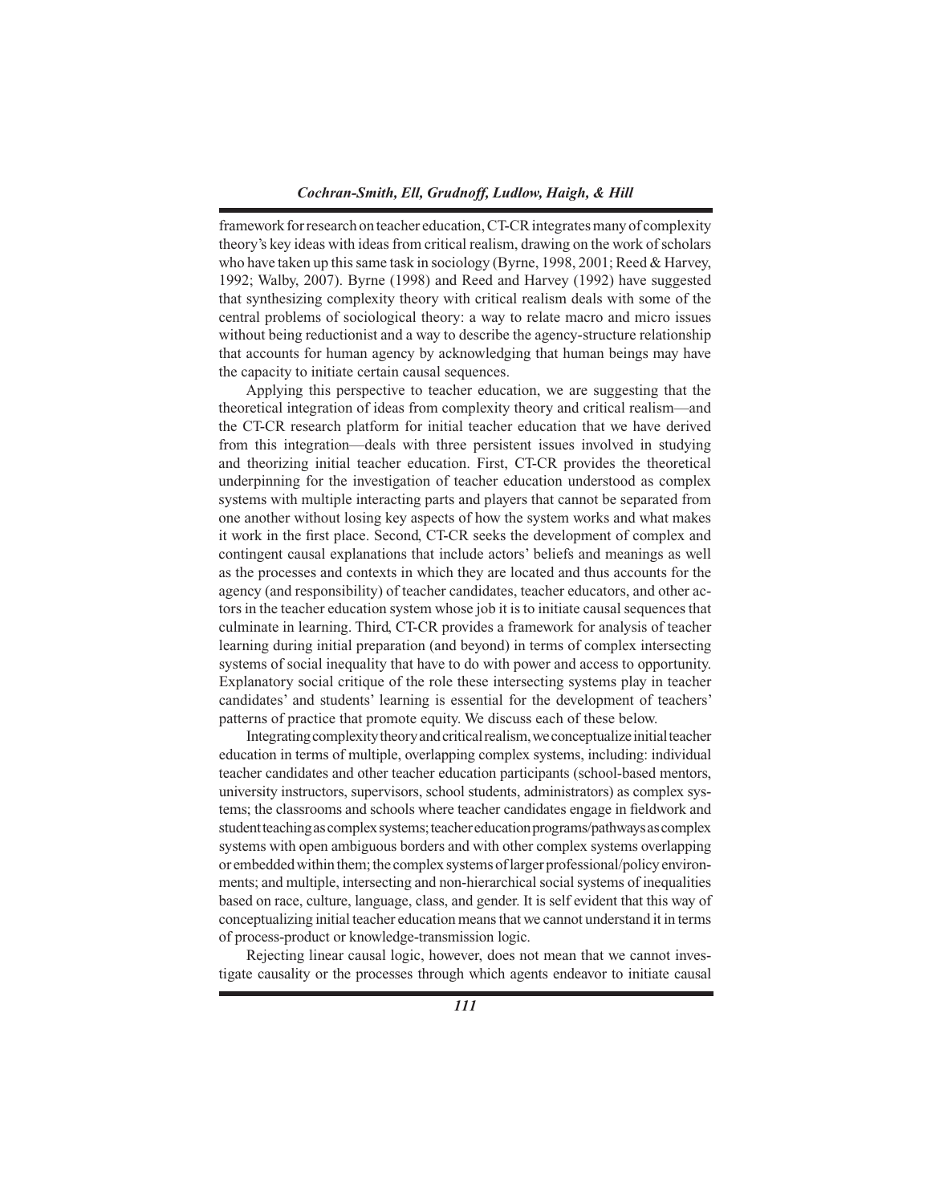framework for research on teacher education, CT-CR integrates many of complexity theory's key ideas with ideas from critical realism, drawing on the work of scholars who have taken up this same task in sociology (Byrne, 1998, 2001; Reed & Harvey, 1992; Walby, 2007). Byrne (1998) and Reed and Harvey (1992) have suggested that synthesizing complexity theory with critical realism deals with some of the central problems of sociological theory: a way to relate macro and micro issues without being reductionist and a way to describe the agency-structure relationship that accounts for human agency by acknowledging that human beings may have the capacity to initiate certain causal sequences.

Applying this perspective to teacher education, we are suggesting that the theoretical integration of ideas from complexity theory and critical realism—and the CT-CR research platform for initial teacher education that we have derived from this integration—deals with three persistent issues involved in studying and theorizing initial teacher education. First, CT-CR provides the theoretical underpinning for the investigation of teacher education understood as complex systems with multiple interacting parts and players that cannot be separated from one another without losing key aspects of how the system works and what makes it work in the first place. Second, CT-CR seeks the development of complex and contingent causal explanations that include actors' beliefs and meanings as well as the processes and contexts in which they are located and thus accounts for the agency (and responsibility) of teacher candidates, teacher educators, and other actors in the teacher education system whose job it is to initiate causal sequences that culminate in learning. Third, CT-CR provides a framework for analysis of teacher learning during initial preparation (and beyond) in terms of complex intersecting systems of social inequality that have to do with power and access to opportunity. Explanatory social critique of the role these intersecting systems play in teacher candidates' and students' learning is essential for the development of teachers' patterns of practice that promote equity. We discuss each of these below.

Integrating complexity theory and critical realism, we conceptualize initial teacher education in terms of multiple, overlapping complex systems, including: individual teacher candidates and other teacher education participants (school-based mentors, university instructors, supervisors, school students, administrators) as complex systems; the classrooms and schools where teacher candidates engage in fieldwork and student teaching as complex systems; teacher education programs/pathways as complex systems with open ambiguous borders and with other complex systems overlapping or embedded within them; the complex systems of larger professional/policy environments; and multiple, intersecting and non-hierarchical social systems of inequalities based on race, culture, language, class, and gender. It is self evident that this way of conceptualizing initial teacher education means that we cannot understand it in terms of process-product or knowledge-transmission logic.

Rejecting linear causal logic, however, does not mean that we cannot investigate causality or the processes through which agents endeavor to initiate causal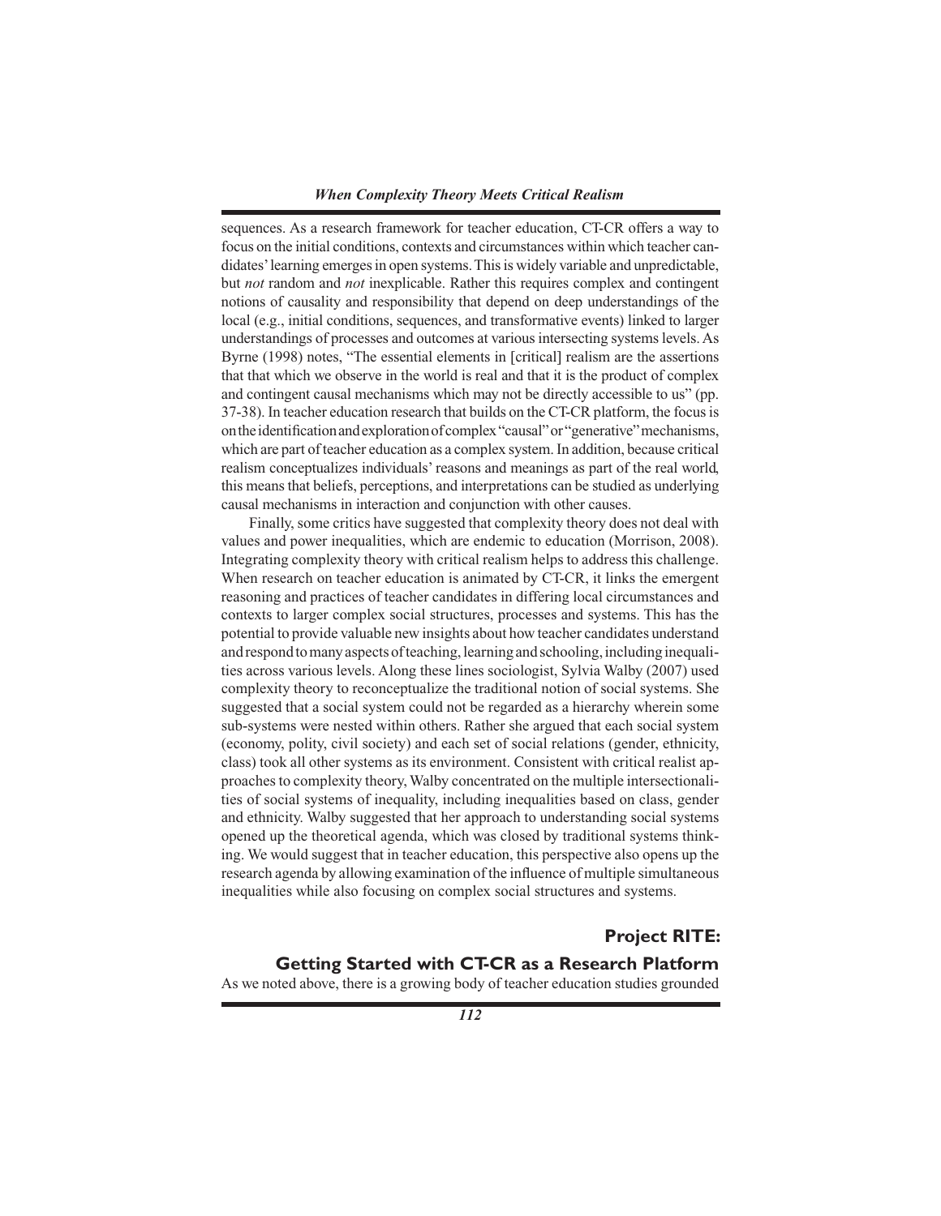sequences. As a research framework for teacher education, CT-CR offers a way to focus on the initial conditions, contexts and circumstances within which teacher candidates' learning emerges in open systems. This is widely variable and unpredictable, but *not* random and *not* inexplicable. Rather this requires complex and contingent notions of causality and responsibility that depend on deep understandings of the local (e.g., initial conditions, sequences, and transformative events) linked to larger understandings of processes and outcomes at various intersecting systems levels. As Byrne (1998) notes, "The essential elements in [critical] realism are the assertions that that which we observe in the world is real and that it is the product of complex and contingent causal mechanisms which may not be directly accessible to us" (pp. 37-38). In teacher education research that builds on the CT-CR platform, the focus is on the identification and exploration of complex "causal" or "generative" mechanisms, which are part of teacher education as a complex system. In addition, because critical realism conceptualizes individuals' reasons and meanings as part of the real world, this means that beliefs, perceptions, and interpretations can be studied as underlying causal mechanisms in interaction and conjunction with other causes.

Finally, some critics have suggested that complexity theory does not deal with values and power inequalities, which are endemic to education (Morrison, 2008). Integrating complexity theory with critical realism helps to address this challenge. When research on teacher education is animated by CT-CR, it links the emergent reasoning and practices of teacher candidates in differing local circumstances and contexts to larger complex social structures, processes and systems. This has the potential to provide valuable new insights about how teacher candidates understand and respond to many aspects of teaching, learning and schooling, including inequalities across various levels. Along these lines sociologist, Sylvia Walby (2007) used complexity theory to reconceptualize the traditional notion of social systems. She suggested that a social system could not be regarded as a hierarchy wherein some sub-systems were nested within others. Rather she argued that each social system (economy, polity, civil society) and each set of social relations (gender, ethnicity, class) took all other systems as its environment. Consistent with critical realist approaches to complexity theory, Walby concentrated on the multiple intersectionalities of social systems of inequality, including inequalities based on class, gender and ethnicity. Walby suggested that her approach to understanding social systems opened up the theoretical agenda, which was closed by traditional systems thinking. We would suggest that in teacher education, this perspective also opens up the research agenda by allowing examination of the influence of multiple simultaneous inequalities while also focusing on complex social structures and systems.

## Project RITE: Getting Started with CT-CR as a Research Platform

As we noted above, there is a growing body of teacher education studies grounded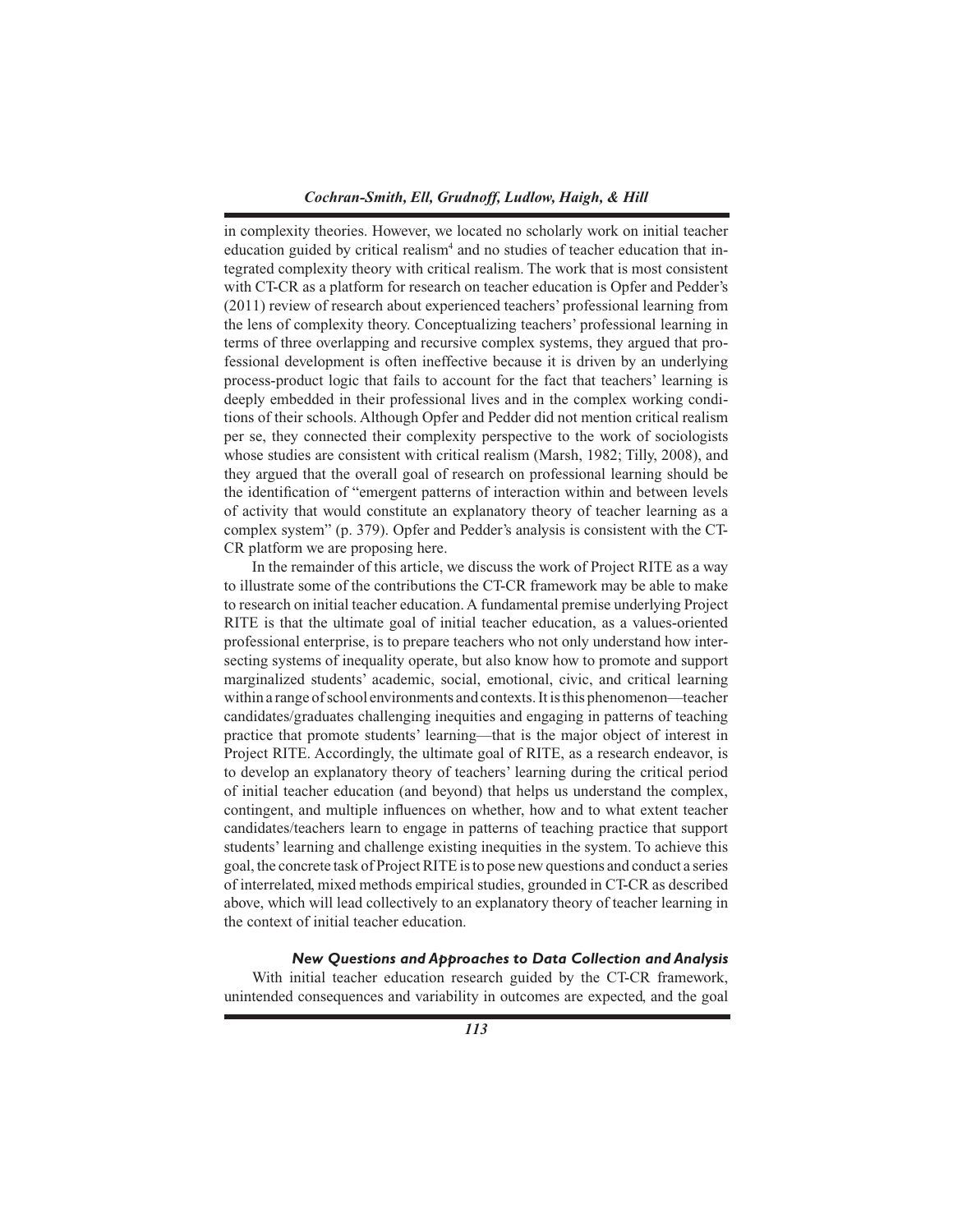in complexity theories. However, we located no scholarly work on initial teacher education guided by critical realism[4] and no studies of teacher education that integrated complexity theory with critical realism. The work that is most consistent with CT-CR as a platform for research on teacher education is Opfer and Pedder's (2011) review of research about experienced teachers' professional learning from the lens of complexity theory. Conceptualizing teachers' professional learning in terms of three overlapping and recursive complex systems, they argued that professional development is often ineffective because it is driven by an underlying process-product logic that fails to account for the fact that teachers' learning is deeply embedded in their professional lives and in the complex working conditions of their schools. Although Opfer and Pedder did not mention critical realism per se, they connected their complexity perspective to the work of sociologists whose studies are consistent with critical realism (Marsh, 1982; Tilly, 2008), and they argued that the overall goal of research on professional learning should be the identification of "emergent patterns of interaction within and between levels of activity that would constitute an explanatory theory of teacher learning as a complex system" (p. 379). Opfer and Pedder's analysis is consistent with the CT-CR platform we are proposing here.

In the remainder of this article, we discuss the work of Project RITE as a way to illustrate some of the contributions the CT-CR framework may be able to make to research on initial teacher education. A fundamental premise underlying Project RITE is that the ultimate goal of initial teacher education, as a values-oriented professional enterprise, is to prepare teachers who not only understand how intersecting systems of inequality operate, but also know how to promote and support marginalized students' academic, social, emotional, civic, and critical learning within a range of school environments and contexts. It is this phenomenon—teacher candidates/graduates challenging inequities and engaging in patterns of teaching practice that promote students' learning—that is the major object of interest in Project RITE. Accordingly, the ultimate goal of RITE, as a research endeavor, is to develop an explanatory theory of teachers' learning during the critical period of initial teacher education (and beyond) that helps us understand the complex, contingent, and multiple influences on whether, how and to what extent teacher candidates/teachers learn to engage in patterns of teaching practice that support students' learning and challenge existing inequities in the system. To achieve this goal, the concrete task of Project RITE is to pose new questions and conduct a series of interrelated, mixed methods empirical studies, grounded in CT-CR as described above, which will lead collectively to an explanatory theory of teacher learning in the context of initial teacher education.

### *New Questions and Approaches to Data Collection and Analysis*

With initial teacher education research guided by the CT-CR framework, unintended consequences and variability in outcomes are expected, and the goal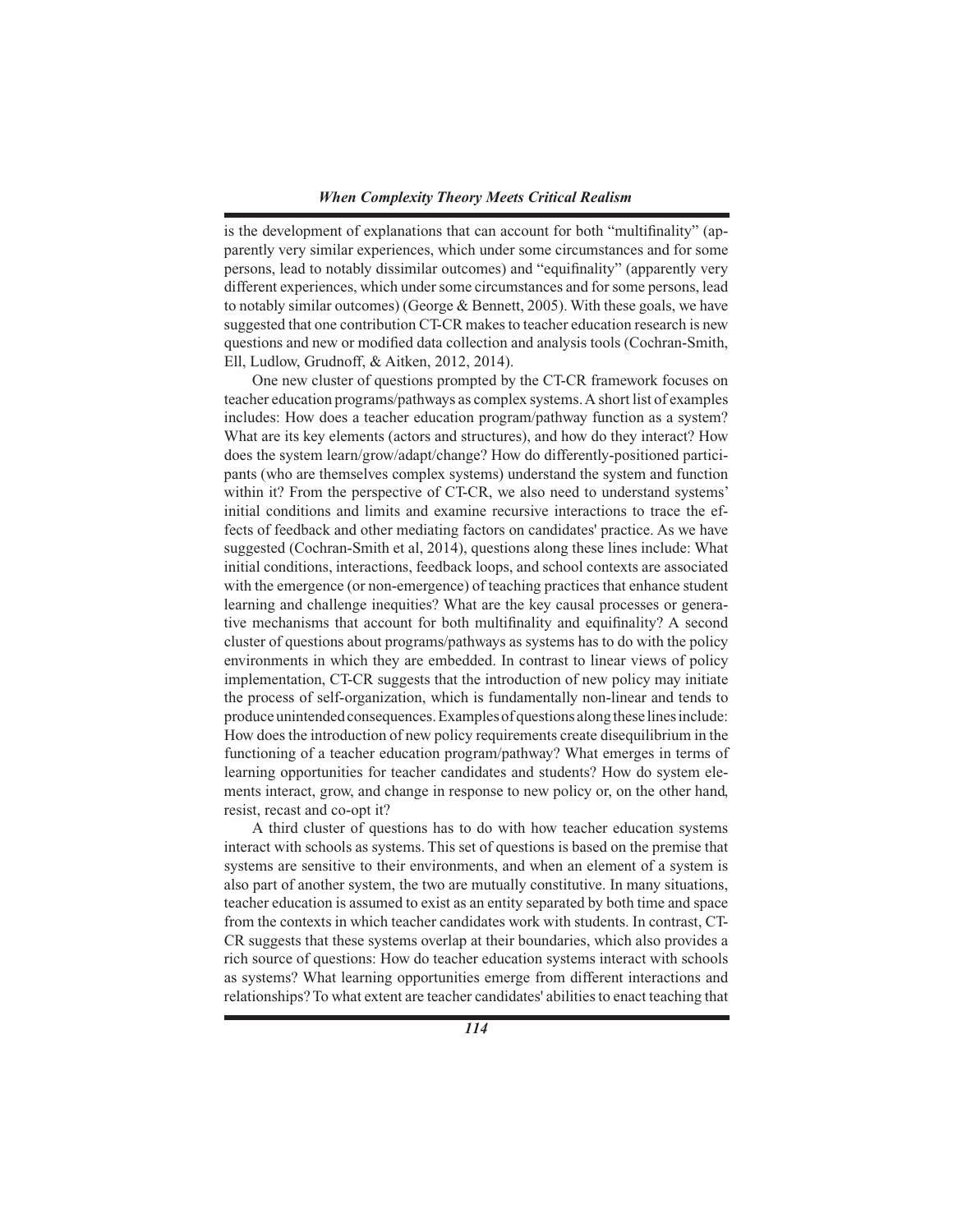is the development of explanations that can account for both "multifinality" (apparently very similar experiences, which under some circumstances and for some persons, lead to notably dissimilar outcomes) and "equifinality" (apparently very different experiences, which under some circumstances and for some persons, lead to notably similar outcomes) (George & Bennett, 2005). With these goals, we have suggested that one contribution CT-CR makes to teacher education research is new questions and new or modified data collection and analysis tools (Cochran-Smith, Ell, Ludlow, Grudnoff, & Aitken, 2012, 2014).

One new cluster of questions prompted by the CT-CR framework focuses on teacher education programs/pathways as complex systems. A short list of examples includes: How does a teacher education program/pathway function as a system? What are its key elements (actors and structures), and how do they interact? How does the system learn/grow/adapt/change? How do differently-positioned participants (who are themselves complex systems) understand the system and function within it? From the perspective of CT-CR, we also need to understand systems' initial conditions and limits and examine recursive interactions to trace the effects of feedback and other mediating factors on candidates' practice. As we have suggested (Cochran-Smith et al, 2014), questions along these lines include: What initial conditions, interactions, feedback loops, and school contexts are associated with the emergence (or non-emergence) of teaching practices that enhance student learning and challenge inequities? What are the key causal processes or generative mechanisms that account for both multifinality and equifinality? A second cluster of questions about programs/pathways as systems has to do with the policy environments in which they are embedded. In contrast to linear views of policy implementation, CT-CR suggests that the introduction of new policy may initiate the process of self-organization, which is fundamentally non-linear and tends to produce unintended consequences. Examples of questions along these lines include: How does the introduction of new policy requirements create disequilibrium in the functioning of a teacher education program/pathway? What emerges in terms of learning opportunities for teacher candidates and students? How do system elements interact, grow, and change in response to new policy or, on the other hand, resist, recast and co-opt it?

A third cluster of questions has to do with how teacher education systems interact with schools as systems. This set of questions is based on the premise that systems are sensitive to their environments, and when an element of a system is also part of another system, the two are mutually constitutive. In many situations, teacher education is assumed to exist as an entity separated by both time and space from the contexts in which teacher candidates work with students. In contrast, CT-CR suggests that these systems overlap at their boundaries, which also provides a rich source of questions: How do teacher education systems interact with schools as systems? What learning opportunities emerge from different interactions and relationships? To what extent are teacher candidates' abilities to enact teaching that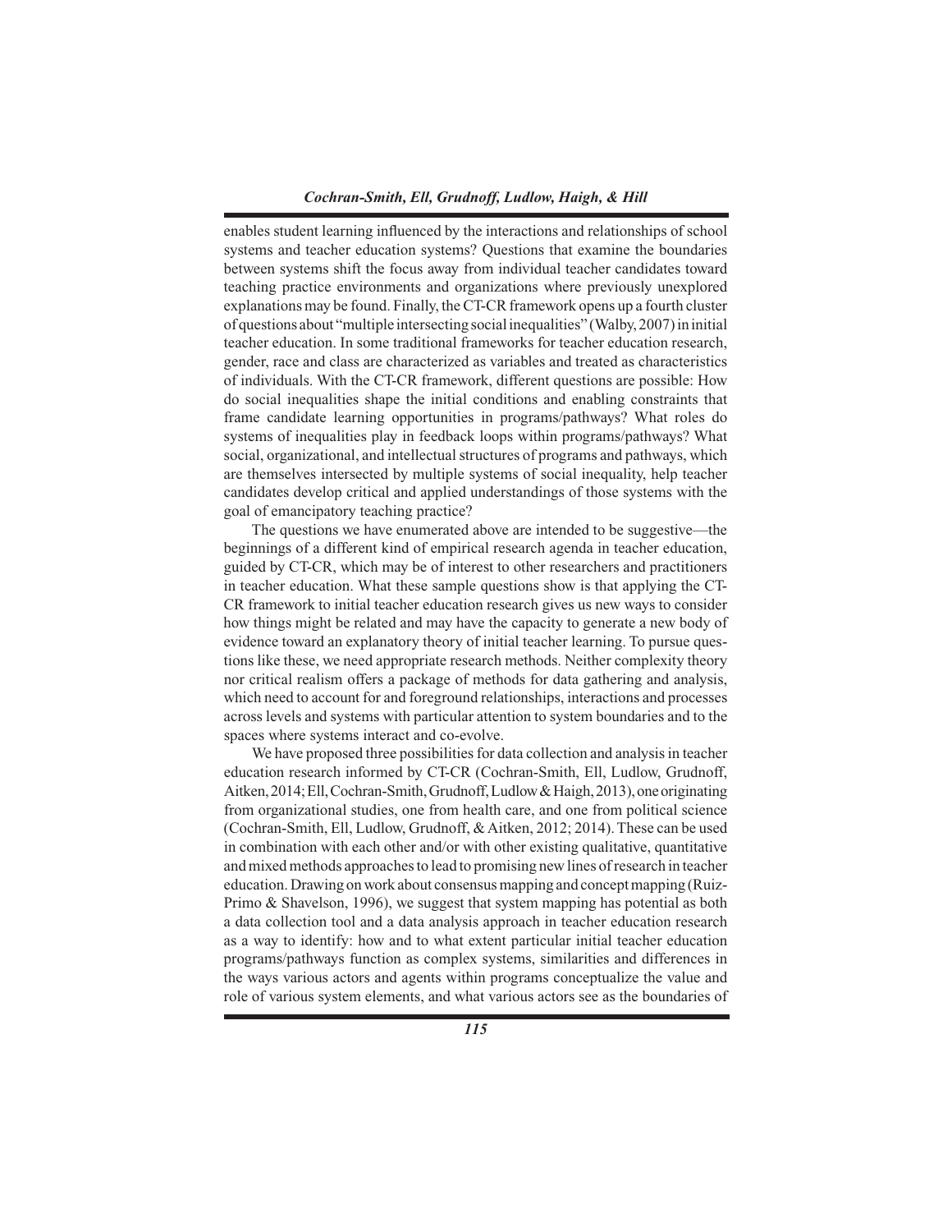enables student learning influenced by the interactions and relationships of school systems and teacher education systems? Questions that examine the boundaries between systems shift the focus away from individual teacher candidates toward teaching practice environments and organizations where previously unexplored explanations may be found. Finally, the CT-CR framework opens up a fourth cluster of questions about "multiple intersecting social inequalities" (Walby, 2007) in initial teacher education. In some traditional frameworks for teacher education research, gender, race and class are characterized as variables and treated as characteristics of individuals. With the CT-CR framework, different questions are possible: How do social inequalities shape the initial conditions and enabling constraints that frame candidate learning opportunities in programs/pathways? What roles do systems of inequalities play in feedback loops within programs/pathways? What social, organizational, and intellectual structures of programs and pathways, which are themselves intersected by multiple systems of social inequality, help teacher candidates develop critical and applied understandings of those systems with the goal of emancipatory teaching practice?

The questions we have enumerated above are intended to be suggestive—the beginnings of a different kind of empirical research agenda in teacher education, guided by CT-CR, which may be of interest to other researchers and practitioners in teacher education. What these sample questions show is that applying the CT-CR framework to initial teacher education research gives us new ways to consider how things might be related and may have the capacity to generate a new body of evidence toward an explanatory theory of initial teacher learning. To pursue questions like these, we need appropriate research methods. Neither complexity theory nor critical realism offers a package of methods for data gathering and analysis, which need to account for and foreground relationships, interactions and processes across levels and systems with particular attention to system boundaries and to the spaces where systems interact and co-evolve.

We have proposed three possibilities for data collection and analysis in teacher education research informed by CT-CR (Cochran-Smith, Ell, Ludlow, Grudnoff, Aitken, 2014; Ell, Cochran-Smith, Grudnoff, Ludlow & Haigh, 2013), one originating from organizational studies, one from health care, and one from political science (Cochran-Smith, Ell, Ludlow, Grudnoff, & Aitken, 2012; 2014). These can be used in combination with each other and/or with other existing qualitative, quantitative and mixed methods approaches to lead to promising new lines of research in teacher education. Drawing on work about consensus mapping and concept mapping (Ruiz-Primo & Shavelson, 1996), we suggest that system mapping has potential as both a data collection tool and a data analysis approach in teacher education research as a way to identify: how and to what extent particular initial teacher education programs/pathways function as complex systems, similarities and differences in the ways various actors and agents within programs conceptualize the value and role of various system elements, and what various actors see as the boundaries of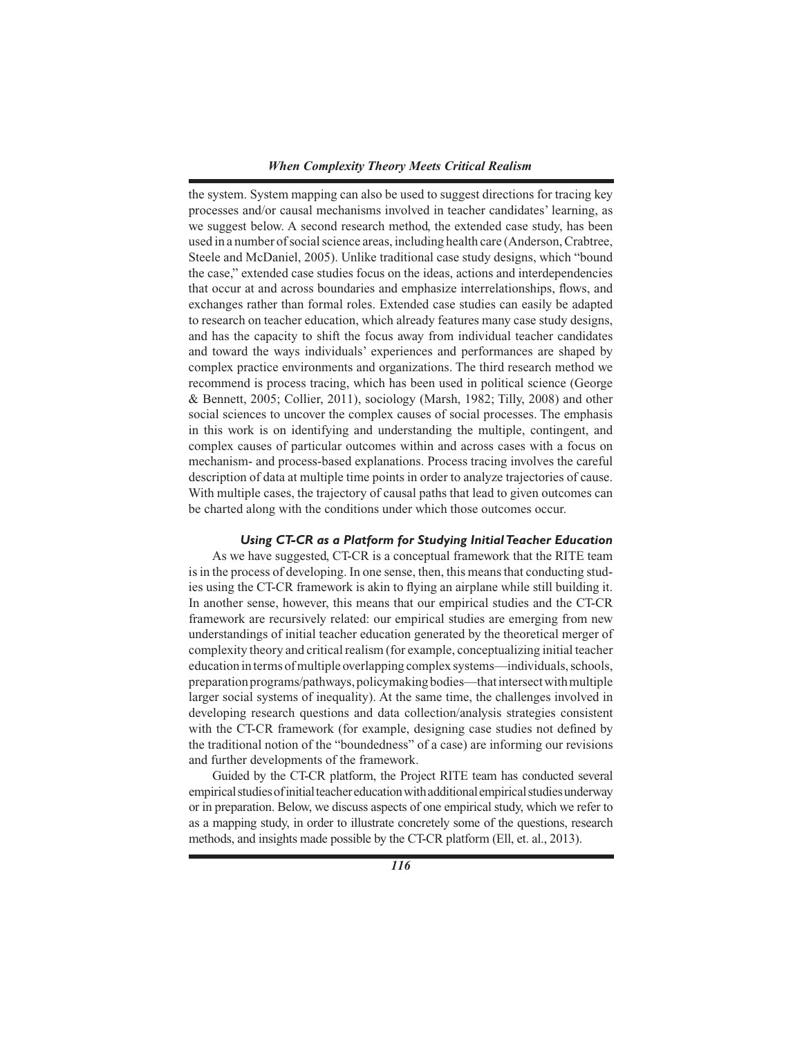the system. System mapping can also be used to suggest directions for tracing key processes and/or causal mechanisms involved in teacher candidates' learning, as we suggest below. A second research method, the extended case study, has been used in a number of social science areas, including health care (Anderson, Crabtree, Steele and McDaniel, 2005). Unlike traditional case study designs, which "bound the case," extended case studies focus on the ideas, actions and interdependencies that occur at and across boundaries and emphasize interrelationships, flows, and exchanges rather than formal roles. Extended case studies can easily be adapted to research on teacher education, which already features many case study designs, and has the capacity to shift the focus away from individual teacher candidates and toward the ways individuals' experiences and performances are shaped by complex practice environments and organizations. The third research method we recommend is process tracing, which has been used in political science (George & Bennett, 2005; Collier, 2011), sociology (Marsh, 1982; Tilly, 2008) and other social sciences to uncover the complex causes of social processes. The emphasis in this work is on identifying and understanding the multiple, contingent, and complex causes of particular outcomes within and across cases with a focus on mechanism- and process-based explanations. Process tracing involves the careful description of data at multiple time points in order to analyze trajectories of cause. With multiple cases, the trajectory of causal paths that lead to given outcomes can be charted along with the conditions under which those outcomes occur.

### *Using CT-CR as a Platform for Studying Initial Teacher Education*

As we have suggested, CT-CR is a conceptual framework that the RITE team is in the process of developing. In one sense, then, this means that conducting studies using the CT-CR framework is akin to flying an airplane while still building it. In another sense, however, this means that our empirical studies and the CT-CR framework are recursively related: our empirical studies are emerging from new understandings of initial teacher education generated by the theoretical merger of complexity theory and critical realism (for example, conceptualizing initial teacher education in terms of multiple overlapping complex systems—individuals, schools, preparation programs/pathways, policymaking bodies—that intersect with multiple larger social systems of inequality). At the same time, the challenges involved in developing research questions and data collection/analysis strategies consistent with the CT-CR framework (for example, designing case studies not defined by the traditional notion of the "boundedness" of a case) are informing our revisions and further developments of the framework.

Guided by the CT-CR platform, the Project RITE team has conducted several empirical studies of initial teacher education with additional empirical studies underway or in preparation. Below, we discuss aspects of one empirical study, which we refer to as a mapping study, in order to illustrate concretely some of the questions, research methods, and insights made possible by the CT-CR platform (Ell, et. al., 2013).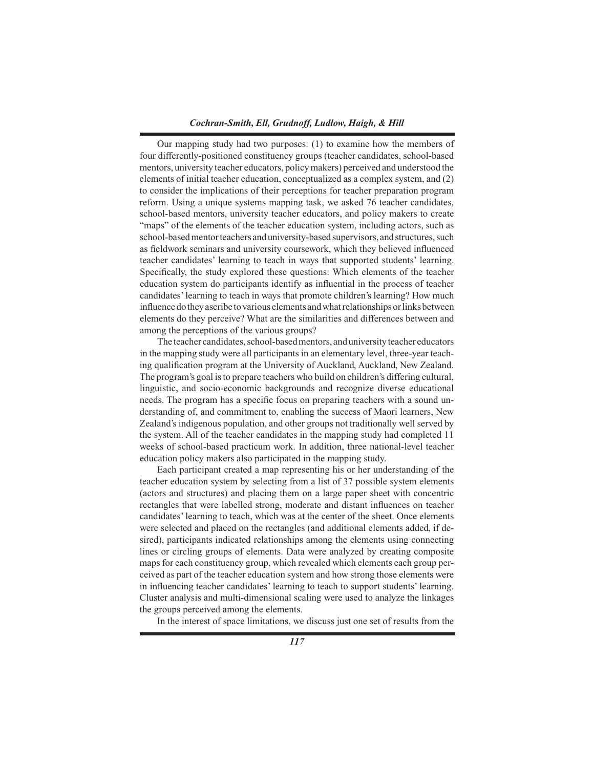Our mapping study had two purposes: (1) to examine how the members of four differently-positioned constituency groups (teacher candidates, school-based mentors, university teacher educators, policy makers) perceived and understood the elements of initial teacher education, conceptualized as a complex system, and (2) to consider the implications of their perceptions for teacher preparation program reform. Using a unique systems mapping task, we asked 76 teacher candidates, school-based mentors, university teacher educators, and policy makers to create "maps" of the elements of the teacher education system, including actors, such as school-based mentor teachers and university-based supervisors, and structures, such as fieldwork seminars and university coursework, which they believed influenced teacher candidates' learning to teach in ways that supported students' learning. Specifically, the study explored these questions: Which elements of the teacher education system do participants identify as influential in the process of teacher candidates' learning to teach in ways that promote children's learning? How much influence do they ascribe to various elements and what relationships or links between elements do they perceive? What are the similarities and differences between and among the perceptions of the various groups?

The teacher candidates, school-based mentors, and university teacher educators in the mapping study were all participants in an elementary level, three-year teaching qualification program at the University of Auckland, Auckland, New Zealand. The program's goal is to prepare teachers who build on children's differing cultural, linguistic, and socio-economic backgrounds and recognize diverse educational needs. The program has a specific focus on preparing teachers with a sound understanding of, and commitment to, enabling the success of Maori learners, New Zealand's indigenous population, and other groups not traditionally well served by the system. All of the teacher candidates in the mapping study had completed 11 weeks of school-based practicum work. In addition, three national-level teacher education policy makers also participated in the mapping study.

Each participant created a map representing his or her understanding of the teacher education system by selecting from a list of 37 possible system elements (actors and structures) and placing them on a large paper sheet with concentric rectangles that were labelled strong, moderate and distant influences on teacher candidates' learning to teach, which was at the center of the sheet. Once elements were selected and placed on the rectangles (and additional elements added, if desired), participants indicated relationships among the elements using connecting lines or circling groups of elements. Data were analyzed by creating composite maps for each constituency group, which revealed which elements each group perceived as part of the teacher education system and how strong those elements were in influencing teacher candidates' learning to teach to support students' learning. Cluster analysis and multi-dimensional scaling were used to analyze the linkages the groups perceived among the elements.

In the interest of space limitations, we discuss just one set of results from the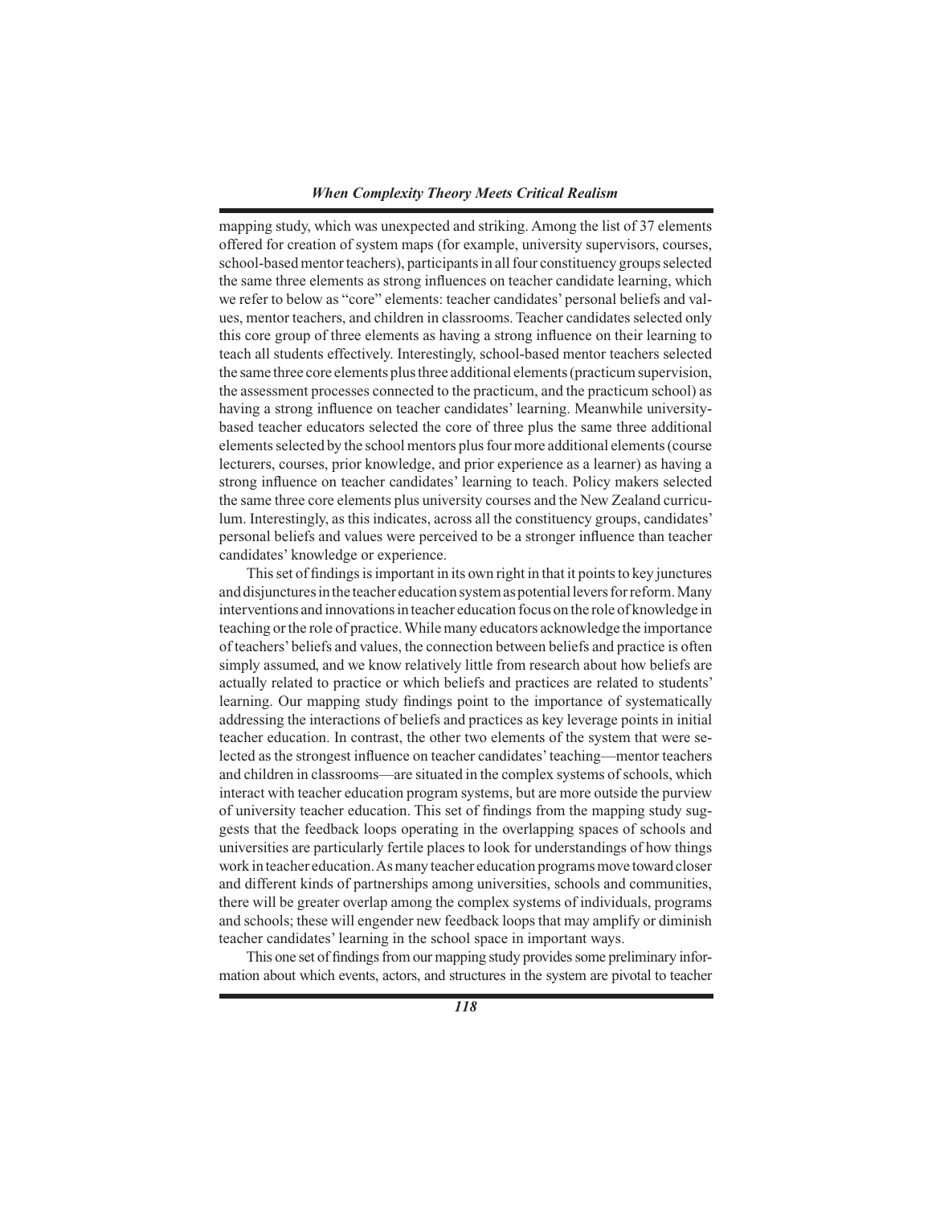mapping study, which was unexpected and striking. Among the list of 37 elements offered for creation of system maps (for example, university supervisors, courses, school-based mentor teachers), participants in all four constituency groups selected the same three elements as strong influences on teacher candidate learning, which we refer to below as "core" elements: teacher candidates' personal beliefs and values, mentor teachers, and children in classrooms. Teacher candidates selected only this core group of three elements as having a strong influence on their learning to teach all students effectively. Interestingly, school-based mentor teachers selected the same three core elements plus three additional elements (practicum supervision, the assessment processes connected to the practicum, and the practicum school) as having a strong influence on teacher candidates' learning. Meanwhile university-based teacher educators selected the core of three plus the same three additional elements selected by the school mentors plus four more additional elements (course lecturers, courses, prior knowledge, and prior experience as a learner) as having a strong influence on teacher candidates' learning to teach. Policy makers selected the same three core elements plus university courses and the New Zealand curriculum. Interestingly, as this indicates, across all the constituency groups, candidates' personal beliefs and values were perceived to be a stronger influence than teacher candidates' knowledge or experience.

This set of findings is important in its own right in that it points to key junctures and disjunctures in the teacher education system as potential levers for reform. Many interventions and innovations in teacher education focus on the role of knowledge in teaching or the role of practice. While many educators acknowledge the importance of teachers' beliefs and values, the connection between beliefs and practice is often simply assumed, and we know relatively little from research about how beliefs are actually related to practice or which beliefs and practices are related to students' learning. Our mapping study findings point to the importance of systematically addressing the interactions of beliefs and practices as key leverage points in initial teacher education. In contrast, the other two elements of the system that were selected as the strongest influence on teacher candidates' teaching—mentor teachers and children in classrooms—are situated in the complex systems of schools, which interact with teacher education program systems, but are more outside the purview of university teacher education. This set of findings from the mapping study suggests that the feedback loops operating in the overlapping spaces of schools and universities are particularly fertile places to look for understandings of how things work in teacher education. As many teacher education programs move toward closer and different kinds of partnerships among universities, schools and communities, there will be greater overlap among the complex systems of individuals, programs and schools; these will engender new feedback loops that may amplify or diminish teacher candidates' learning in the school space in important ways.

This one set of findings from our mapping study provides some preliminary information about which events, actors, and structures in the system are pivotal to teacher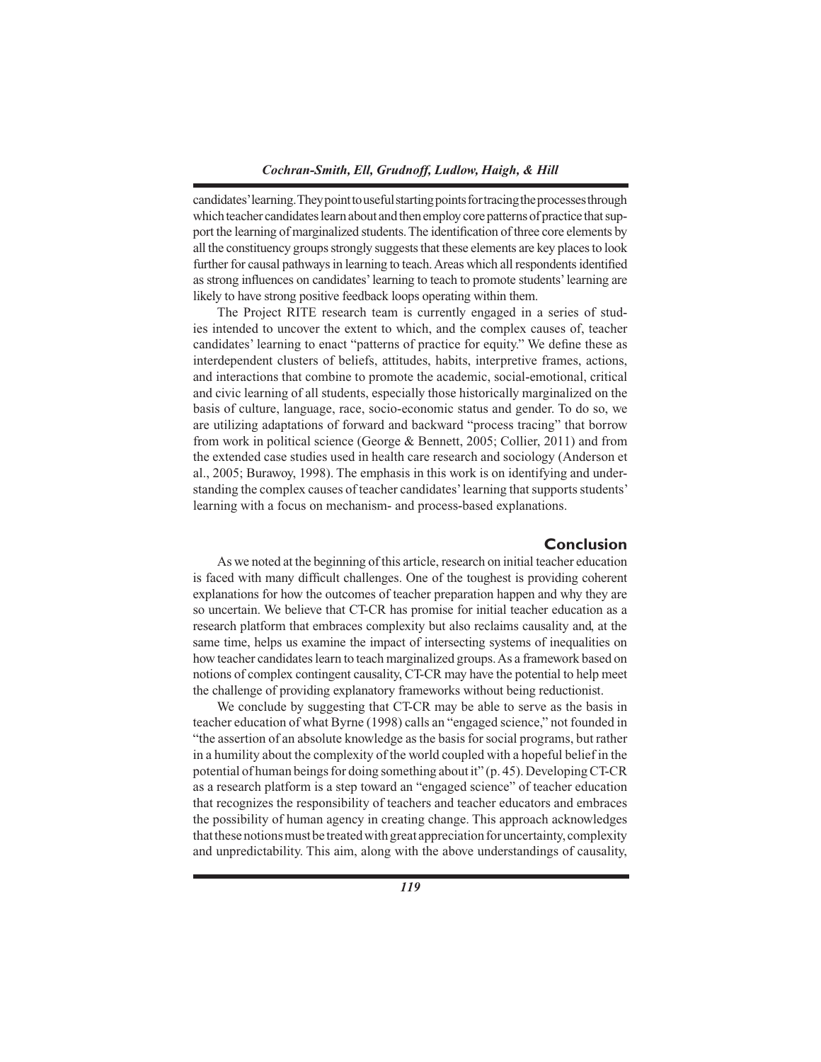candidates' learning. They point to useful starting points for tracing the processes through which teacher candidates learn about and then employ core patterns of practice that support the learning of marginalized students. The identification of three core elements by all the constituency groups strongly suggests that these elements are key places to look further for causal pathways in learning to teach. Areas which all respondents identified as strong influences on candidates' learning to teach to promote students' learning are likely to have strong positive feedback loops operating within them.

The Project RITE research team is currently engaged in a series of studies intended to uncover the extent to which, and the complex causes of, teacher candidates' learning to enact "patterns of practice for equity." We define these as interdependent clusters of beliefs, attitudes, habits, interpretive frames, actions, and interactions that combine to promote the academic, social-emotional, critical and civic learning of all students, especially those historically marginalized on the basis of culture, language, race, socio-economic status and gender. To do so, we are utilizing adaptations of forward and backward "process tracing" that borrow from work in political science (George & Bennett, 2005; Collier, 2011) and from the extended case studies used in health care research and sociology (Anderson et al., 2005; Burawoy, 1998). The emphasis in this work is on identifying and understanding the complex causes of teacher candidates' learning that supports students' learning with a focus on mechanism- and process-based explanations.

## Conclusion

As we noted at the beginning of this article, research on initial teacher education is faced with many difficult challenges. One of the toughest is providing coherent explanations for how the outcomes of teacher preparation happen and why they are so uncertain. We believe that CT-CR has promise for initial teacher education as a research platform that embraces complexity but also reclaims causality and, at the same time, helps us examine the impact of intersecting systems of inequalities on how teacher candidates learn to teach marginalized groups. As a framework based on notions of complex contingent causality, CT-CR may have the potential to help meet the challenge of providing explanatory frameworks without being reductionist.

We conclude by suggesting that CT-CR may be able to serve as the basis in teacher education of what Byrne (1998) calls an "engaged science," not founded in "the assertion of an absolute knowledge as the basis for social programs, but rather in a humility about the complexity of the world coupled with a hopeful belief in the potential of human beings for doing something about it" (p. 45). Developing CT-CR as a research platform is a step toward an "engaged science" of teacher education that recognizes the responsibility of teachers and teacher educators and embraces the possibility of human agency in creating change. This approach acknowledges that these notions must be treated with great appreciation for uncertainty, complexity and unpredictability. This aim, along with the above understandings of causality,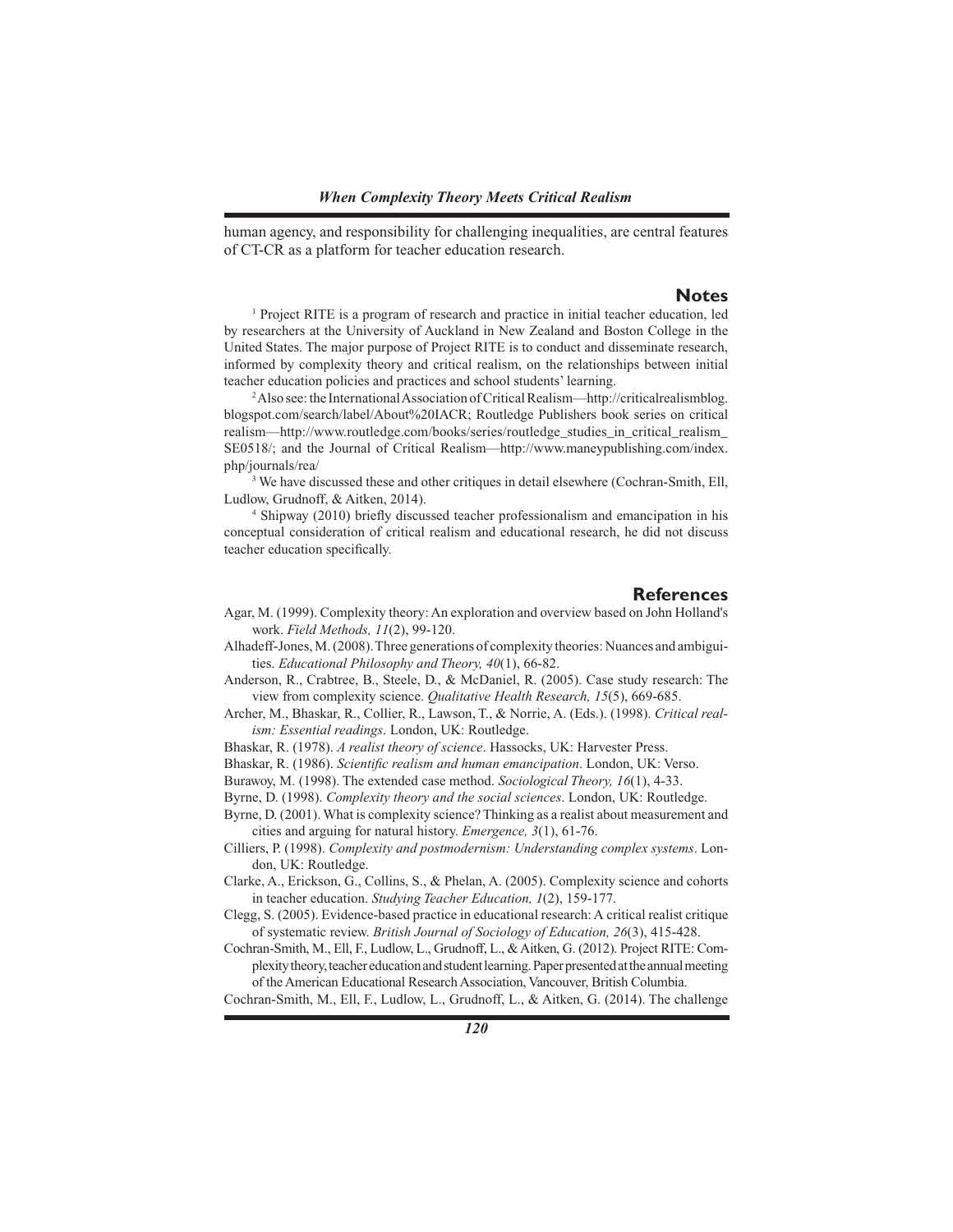human agency, and responsibility for challenging inequalities, are central features of CT-CR as a platform for teacher education research.

## Notes

[1] Project RITE is a program of research and practice in initial teacher education, led by researchers at the University of Auckland in New Zealand and Boston College in the United States. The major purpose of Project RITE is to conduct and disseminate research, informed by complexity theory and critical realism, on the relationships between initial teacher education policies and practices and school students' learning.

[2] Also see: the International Association of Critical Realism—http://criticalrealismblog.blogspot.com/search/label/About%20IACR; Routledge Publishers book series on critical realism—http://www.routledge.com/books/series/routledge_studies_in_critical_realism_SE0518/; and the Journal of Critical Realism—http://www.maneypublishing.com/index.php/journals/rea/

[3] We have discussed these and other critiques in detail elsewhere (Cochran-Smith, Ell, Ludlow, Grudnoff, & Aitken, 2014).

[4] Shipway (2010) briefly discussed teacher professionalism and emancipation in his conceptual consideration of critical realism and educational research, he did not discuss teacher education specifically.

## References

Agar, M. (1999). Complexity theory: An exploration and overview based on John Holland's work. *Field Methods, 11*(2), 99-120.

Alhadeff-Jones, M. (2008). Three generations of complexity theories: Nuances and ambiguities. *Educational Philosophy and Theory, 40*(1), 66-82.

Anderson, R., Crabtree, B., Steele, D., & McDaniel, R. (2005). Case study research: The view from complexity science. *Qualitative Health Research, 15*(5), 669-685.

Archer, M., Bhaskar, R., Collier, R., Lawson, T., & Norrie, A. (Eds.). (1998). *Critical realism: Essential readings*. London, UK: Routledge.

Bhaskar, R. (1978). *A realist theory of science*. Hassocks, UK: Harvester Press.

Bhaskar, R. (1986). *Scientific realism and human emancipation*. London, UK: Verso.

Burawoy, M. (1998). The extended case method. *Sociological Theory, 16*(1), 4-33.

Byrne, D. (1998). *Complexity theory and the social sciences*. London, UK: Routledge.

Byrne, D. (2001). What is complexity science? Thinking as a realist about measurement and cities and arguing for natural history. *Emergence, 3*(1), 61-76.

Cilliers, P. (1998). *Complexity and postmodernism: Understanding complex systems*. London, UK: Routledge.

Clarke, A., Erickson, G., Collins, S., & Phelan, A. (2005). Complexity science and cohorts in teacher education. *Studying Teacher Education, 1*(2), 159-177.

Clegg, S. (2005). Evidence-based practice in educational research: A critical realist critique of systematic review. *British Journal of Sociology of Education, 26*(3), 415-428.

Cochran-Smith, M., Ell, F., Ludlow, L., Grudnoff, L., & Aitken, G. (2012). Project RITE: Complexity theory, teacher education and student learning. Paper presented at the annual meeting of the American Educational Research Association, Vancouver, British Columbia.

Cochran-Smith, M., Ell, F., Ludlow, L., Grudnoff, L., & Aitken, G. (2014). The challenge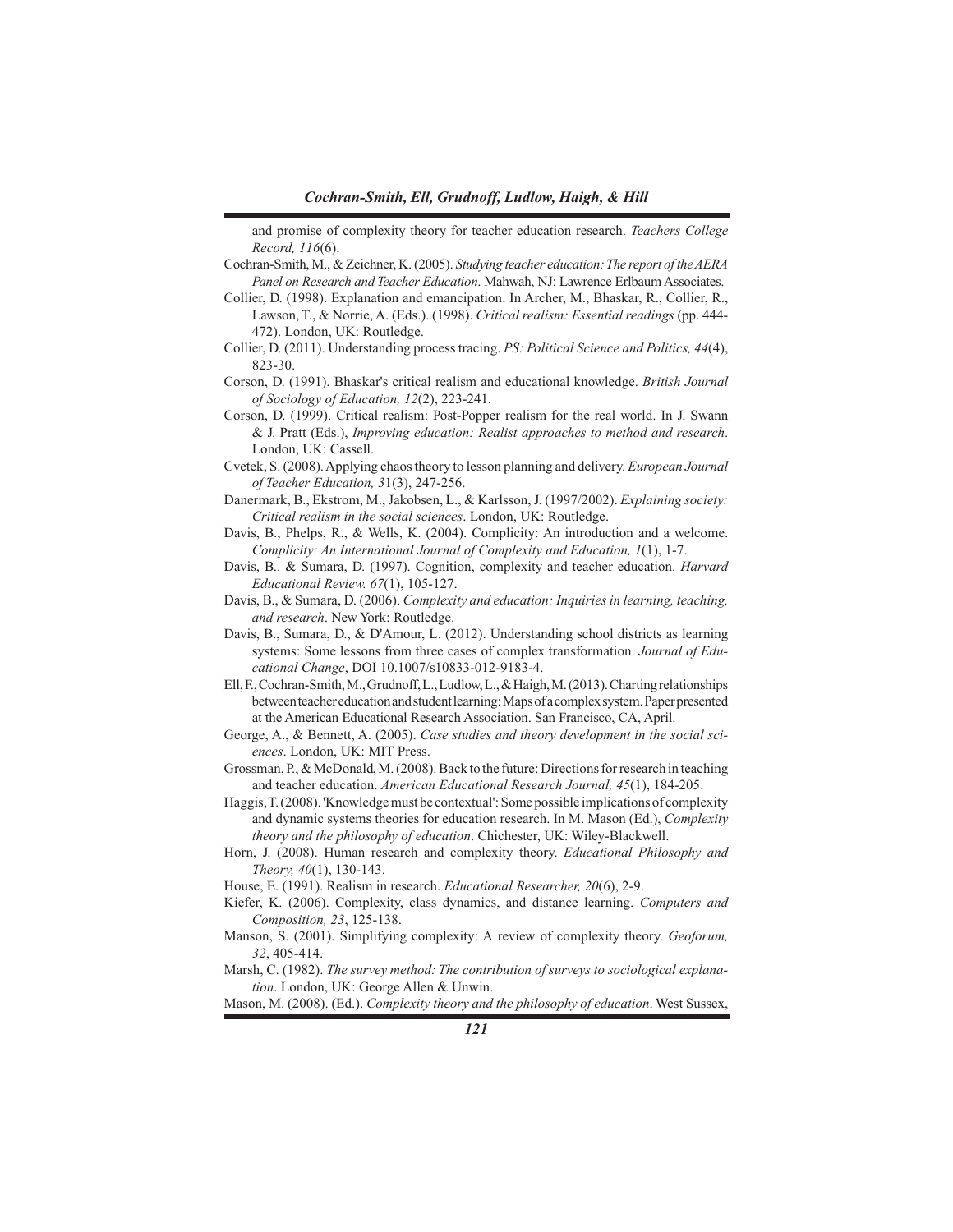and promise of complexity theory for teacher education research. *Teachers College Record, 116*(6).

Cochran-Smith, M., & Zeichner, K. (2005). *Studying teacher education: The report of the AERA Panel on Research and Teacher Education*. Mahwah, NJ: Lawrence Erlbaum Associates.

Collier, D. (1998). Explanation and emancipation. In Archer, M., Bhaskar, R., Collier, R., Lawson, T., & Norrie, A. (Eds.). (1998). *Critical realism: Essential readings* (pp. 444-472). London, UK: Routledge.

Collier, D. (2011). Understanding process tracing. *PS: Political Science and Politics, 44*(4), 823-30.

Corson, D. (1991). Bhaskar's critical realism and educational knowledge. *British Journal of Sociology of Education, 12*(2), 223-241.

Corson, D. (1999). Critical realism: Post-Popper realism for the real world. In J. Swann & J. Pratt (Eds.), *Improving education: Realist approaches to method and research*. London, UK: Cassell.

Cvetek, S. (2008). Applying chaos theory to lesson planning and delivery. *European Journal of Teacher Education, 3*1(3), 247-256.

Danermark, B., Ekstrom, M., Jakobsen, L., & Karlsson, J. (1997/2002). *Explaining society: Critical realism in the social sciences*. London, UK: Routledge.

Davis, B., Phelps, R., & Wells, K. (2004). Complicity: An introduction and a welcome. *Complicity: An International Journal of Complexity and Education, 1*(1), 1-7.

Davis, B.. & Sumara, D. (1997). Cognition, complexity and teacher education. *Harvard Educational Review. 67*(1), 105-127.

Davis, B., & Sumara, D. (2006). *Complexity and education: Inquiries in learning, teaching, and research*. New York: Routledge.

Davis, B., Sumara, D., & D'Amour, L. (2012). Understanding school districts as learning systems: Some lessons from three cases of complex transformation. *Journal of Educational Change*, DOI 10.1007/s10833-012-9183-4.

Ell, F., Cochran-Smith, M., Grudnoff, L., Ludlow, L., & Haigh, M. (2013). Charting relationships between teacher education and student learning: Maps of a complex system. Paper presented at the American Educational Research Association. San Francisco, CA, April.

George, A., & Bennett, A. (2005). *Case studies and theory development in the social sciences*. London, UK: MIT Press.

Grossman, P., & McDonald, M. (2008). Back to the future: Directions for research in teaching and teacher education. *American Educational Research Journal, 45*(1), 184-205.

Haggis, T. (2008). 'Knowledge must be contextual': Some possible implications of complexity and dynamic systems theories for education research. In M. Mason (Ed.), *Complexity theory and the philosophy of education*. Chichester, UK: Wiley-Blackwell.

Horn, J. (2008). Human research and complexity theory. *Educational Philosophy and Theory, 40*(1), 130-143.

House, E. (1991). Realism in research. *Educational Researcher, 20*(6), 2-9.

Kiefer, K. (2006). Complexity, class dynamics, and distance learning. *Computers and Composition, 23*, 125-138.

Manson, S. (2001). Simplifying complexity: A review of complexity theory. *Geoforum, 32*, 405-414.

Marsh, C. (1982). *The survey method: The contribution of surveys to sociological explanation*. London, UK: George Allen & Unwin.

Mason, M. (2008). (Ed.). *Complexity theory and the philosophy of education*. West Sussex,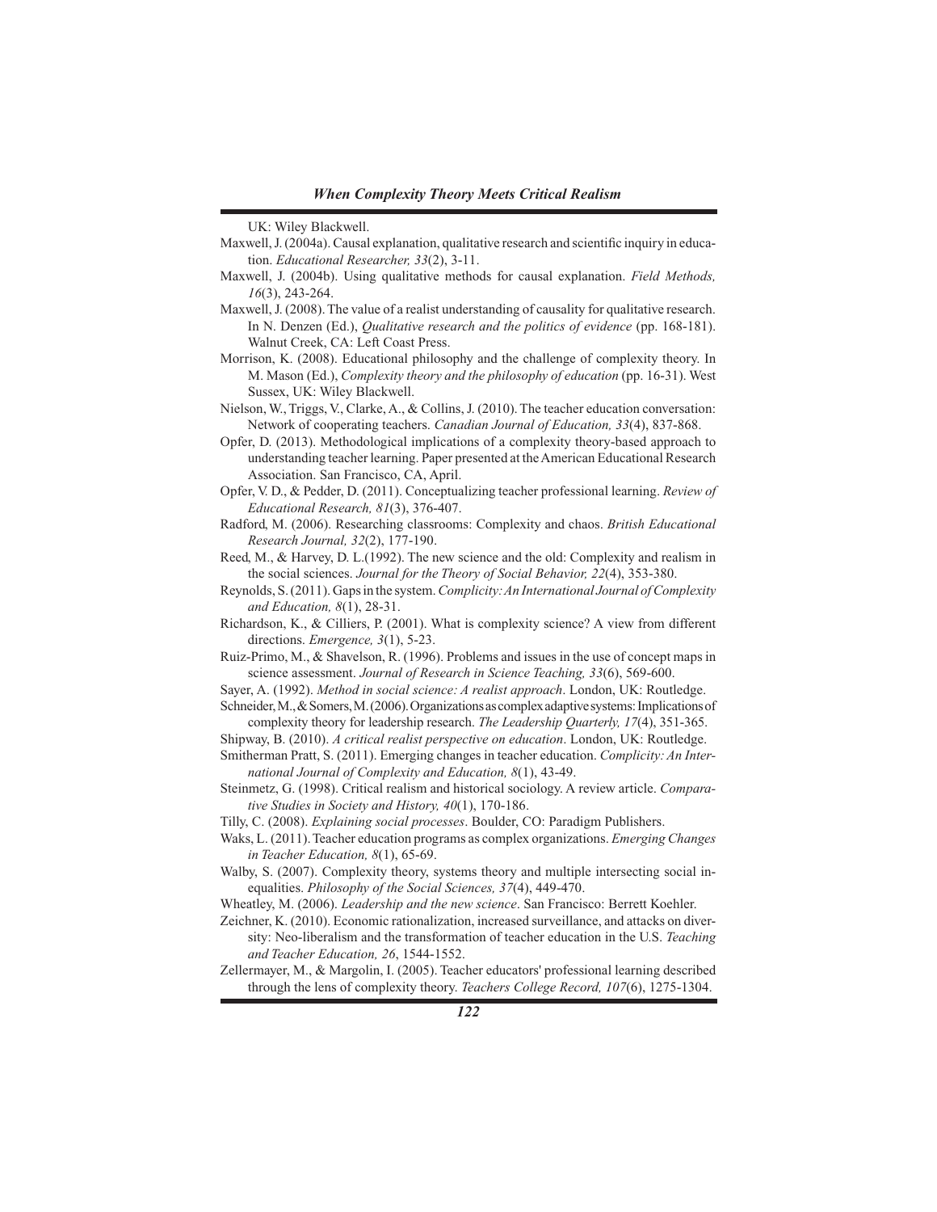UK: Wiley Blackwell.

Maxwell, J. (2004a). Causal explanation, qualitative research and scientific inquiry in education. *Educational Researcher, 33*(2), 3-11.

Maxwell, J. (2004b). Using qualitative methods for causal explanation. *Field Methods, 16*(3), 243-264.

Maxwell, J. (2008). The value of a realist understanding of causality for qualitative research. In N. Denzen (Ed.), *Qualitative research and the politics of evidence* (pp. 168-181). Walnut Creek, CA: Left Coast Press.

Morrison, K. (2008). Educational philosophy and the challenge of complexity theory. In M. Mason (Ed.), *Complexity theory and the philosophy of education* (pp. 16-31). West Sussex, UK: Wiley Blackwell.

Nielson, W., Triggs, V., Clarke, A., & Collins, J. (2010). The teacher education conversation: Network of cooperating teachers. *Canadian Journal of Education, 33*(4), 837-868.

Opfer, D. (2013). Methodological implications of a complexity theory-based approach to understanding teacher learning. Paper presented at the American Educational Research Association. San Francisco, CA, April.

Opfer, V. D., & Pedder, D. (2011). Conceptualizing teacher professional learning. *Review of Educational Research, 81*(3), 376-407.

Radford, M. (2006). Researching classrooms: Complexity and chaos. *British Educational Research Journal, 32*(2), 177-190.

Reed, M., & Harvey, D. L.(1992). The new science and the old: Complexity and realism in the social sciences. *Journal for the Theory of Social Behavior, 22*(4), 353-380.

Reynolds, S. (2011). Gaps in the system. *Complicity: An International Journal of Complexity and Education, 8*(1), 28-31.

Richardson, K., & Cilliers, P. (2001). What is complexity science? A view from different directions. *Emergence, 3*(1), 5-23.

Ruiz-Primo, M., & Shavelson, R. (1996). Problems and issues in the use of concept maps in science assessment. *Journal of Research in Science Teaching, 33*(6), 569-600.

Sayer, A. (1992). *Method in social science: A realist approach*. London, UK: Routledge.

Schneider, M., & Somers, M. (2006). Organizations as complex adaptive systems: Implications of complexity theory for leadership research. *The Leadership Quarterly, 17*(4), 351-365.

Shipway, B. (2010). *A critical realist perspective on education*. London, UK: Routledge.

Smitherman Pratt, S. (2011). Emerging changes in teacher education. *Complicity: An International Journal of Complexity and Education, 8*(1), 43-49.

Steinmetz, G. (1998). Critical realism and historical sociology. A review article. *Comparative Studies in Society and History, 40*(1), 170-186.

Tilly, C. (2008). *Explaining social processes*. Boulder, CO: Paradigm Publishers.

Waks, L. (2011). Teacher education programs as complex organizations. *Emerging Changes in Teacher Education, 8*(1), 65-69.

Walby, S. (2007). Complexity theory, systems theory and multiple intersecting social inequalities. *Philosophy of the Social Sciences, 37*(4), 449-470.

Wheatley, M. (2006). *Leadership and the new science*. San Francisco: Berrett Koehler.

Zeichner, K. (2010). Economic rationalization, increased surveillance, and attacks on diversity: Neo-liberalism and the transformation of teacher education in the U.S. *Teaching and Teacher Education, 26*, 1544-1552.

Zellermayer, M., & Margolin, I. (2005). Teacher educators' professional learning described through the lens of complexity theory. *Teachers College Record, 107*(6), 1275-1304.